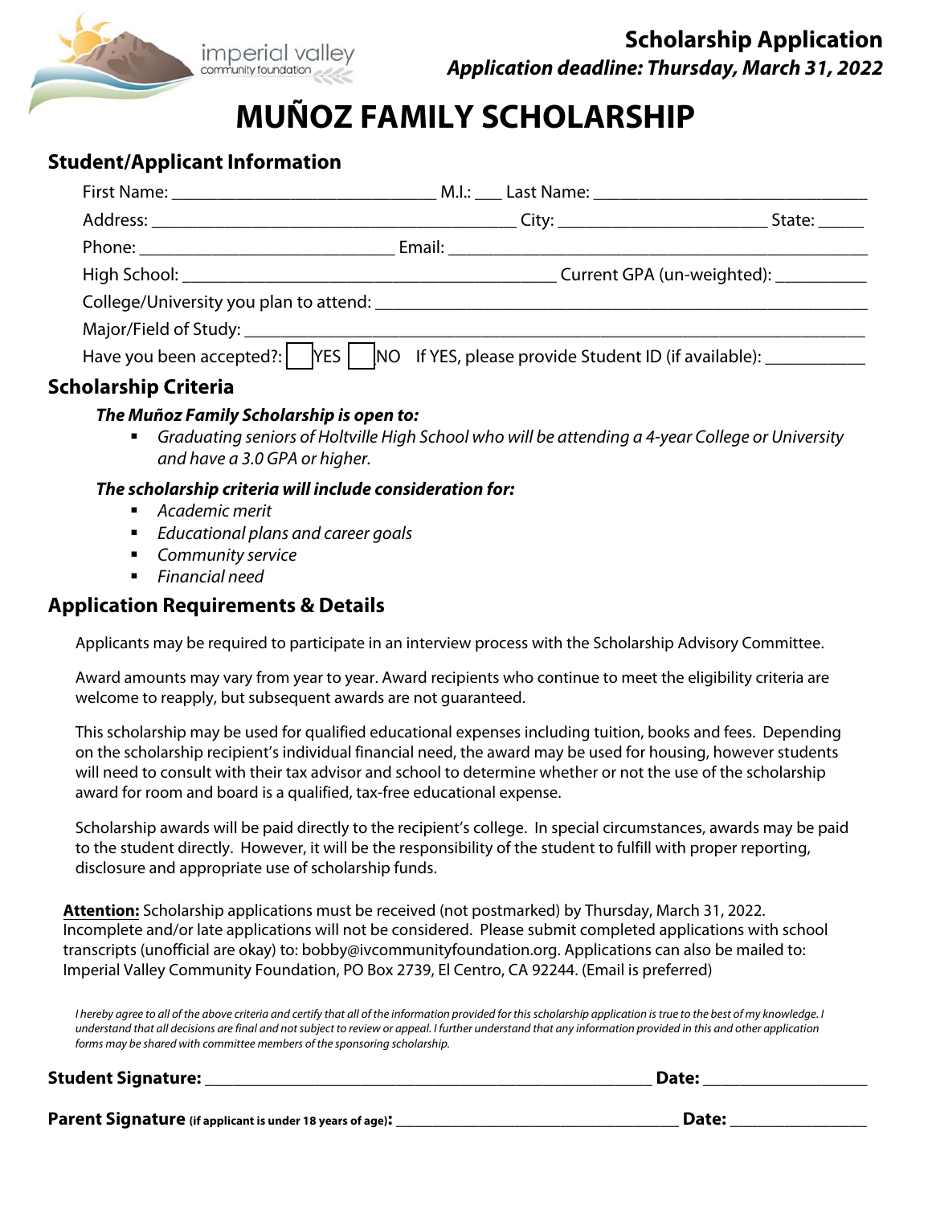imperial valley community foundation

**Scholarship Application**

***Application deadline: Thursday, March 31, 2022***

# MUÑOZ FAMILY SCHOLARSHIP

## Student/Applicant Information

First Name: ____________________________ M.I.: ___ Last Name: ______________________________

Address: ________________________________________ City: _______________________ State: _____

Phone: ____________________________ Email: _______________________________________________

High School: ________________________________________ Current GPA (un-weighted): __________

College/University you plan to attend: _______________________________________________________

Major/Field of Study: _________________________________________________________________________

Have you been accepted?: ☐ YES ☐ NO If YES, please provide Student ID (if available): ___________

## Scholarship Criteria

***The Muñoz Family Scholarship is open to:***

- *Graduating seniors of Holtville High School who will be attending a 4-year College or University and have a 3.0 GPA or higher.*

***The scholarship criteria will include consideration for:***

- *Academic merit*
- *Educational plans and career goals*
- *Community service*
- *Financial need*

## Application Requirements & Details

Applicants may be required to participate in an interview process with the Scholarship Advisory Committee.

Award amounts may vary from year to year. Award recipients who continue to meet the eligibility criteria are welcome to reapply, but subsequent awards are not guaranteed.

This scholarship may be used for qualified educational expenses including tuition, books and fees. Depending on the scholarship recipient's individual financial need, the award may be used for housing, however students will need to consult with their tax advisor and school to determine whether or not the use of the scholarship award for room and board is a qualified, tax-free educational expense.

Scholarship awards will be paid directly to the recipient's college. In special circumstances, awards may be paid to the student directly. However, it will be the responsibility of the student to fulfill with proper reporting, disclosure and appropriate use of scholarship funds.

**Attention:** Scholarship applications must be received (not postmarked) by Thursday, March 31, 2022. Incomplete and/or late applications will not be considered. Please submit completed applications with school transcripts (unofficial are okay) to: bobby@ivcommunityfoundation.org. Applications can also be mailed to: Imperial Valley Community Foundation, PO Box 2739, El Centro, CA 92244. (Email is preferred)

*I hereby agree to all of the above criteria and certify that all of the information provided for this scholarship application is true to the best of my knowledge. I understand that all decisions are final and not subject to review or appeal. I further understand that any information provided in this and other application forms may be shared with committee members of the sponsoring scholarship.*

**Student Signature:** ___________________________________________________ **Date:** __________________

**Parent Signature** **(if applicant is under 18 years of age):** _________________________________ **Date:** _______________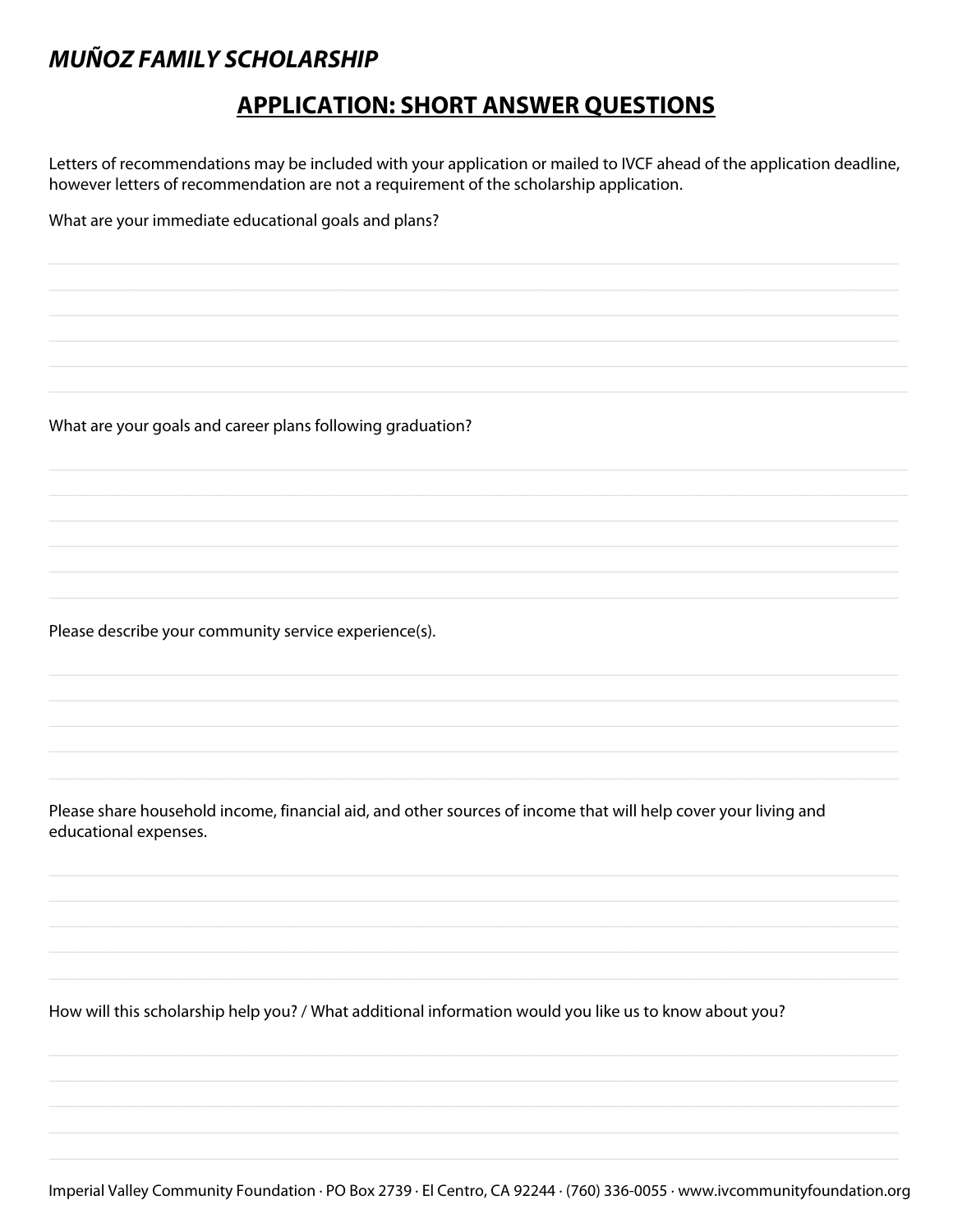***MUÑOZ FAMILY SCHOLARSHIP***

## APPLICATION: SHORT ANSWER QUESTIONS

Letters of recommendations may be included with your application or mailed to IVCF ahead of the application deadline, however letters of recommendation are not a requirement of the scholarship application.

What are your immediate educational goals and plans?

What are your goals and career plans following graduation?

Please describe your community service experience(s).

Please share household income, financial aid, and other sources of income that will help cover your living and educational expenses.

How will this scholarship help you? / What additional information would you like us to know about you?

Imperial Valley Community Foundation · PO Box 2739 · El Centro, CA 92244 · (760) 336-0055 · www.ivcommunityfoundation.org